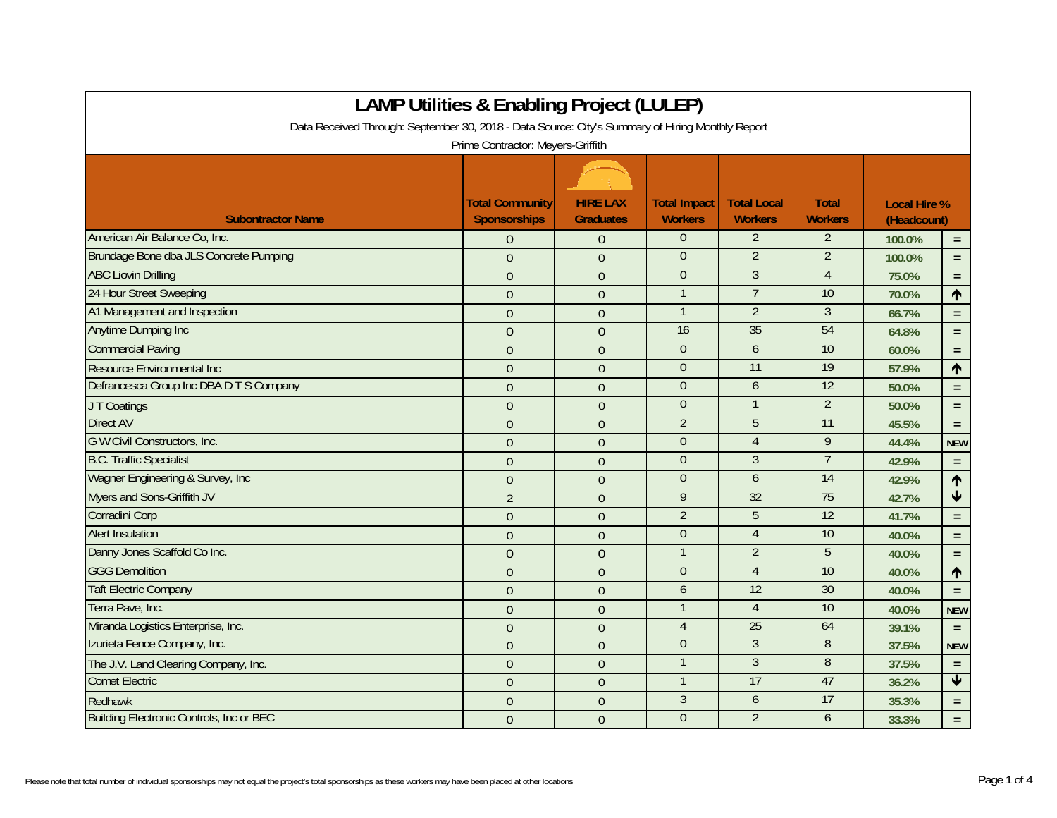# LAMP Utilities & Enabling Project (LULEP)

Data Received Through: September 30, 2018 - Data Source: City's Summary of Hiring Monthly Report

Prime Contractor: Meyers-Griffith

| Subontractor Name | Total Community Sponsorships | HIRE LAX Graduates | Total Impact Workers | Total Local Workers | Total Workers | Local Hire % (Headcount) | |
|---|---|---|---|---|---|---|---|
| American Air Balance Co, Inc. | 0 | 0 | 0 | 2 | 2 | 100.0% | = |
| Brundage Bone dba JLS Concrete Pumping | 0 | 0 | 0 | 2 | 2 | 100.0% | = |
| ABC Liovin Drilling | 0 | 0 | 0 | 3 | 4 | 75.0% | = |
| 24 Hour Street Sweeping | 0 | 0 | 1 | 7 | 10 | 70.0% | ↑ |
| A1 Management and Inspection | 0 | 0 | 1 | 2 | 3 | 66.7% | = |
| Anytime Dumping Inc | 0 | 0 | 16 | 35 | 54 | 64.8% | = |
| Commercial Paving | 0 | 0 | 0 | 6 | 10 | 60.0% | = |
| Resource Environmental Inc | 0 | 0 | 0 | 11 | 19 | 57.9% | ↑ |
| Defrancesca Group Inc DBA D T S Company | 0 | 0 | 0 | 6 | 12 | 50.0% | = |
| J T Coatings | 0 | 0 | 0 | 1 | 2 | 50.0% | = |
| Direct AV | 0 | 0 | 2 | 5 | 11 | 45.5% | = |
| G W Civil Constructors, Inc. | 0 | 0 | 0 | 4 | 9 | 44.4% | NEW |
| B.C. Traffic Specialist | 0 | 0 | 0 | 3 | 7 | 42.9% | = |
| Wagner Engineering & Survey, Inc | 0 | 0 | 0 | 6 | 14 | 42.9% | ↑ |
| Myers and Sons-Griffith JV | 2 | 0 | 9 | 32 | 75 | 42.7% | ↓ |
| Corradini Corp | 0 | 0 | 2 | 5 | 12 | 41.7% | = |
| Alert Insulation | 0 | 0 | 0 | 4 | 10 | 40.0% | = |
| Danny Jones Scaffold Co Inc. | 0 | 0 | 1 | 2 | 5 | 40.0% | = |
| GGG Demolition | 0 | 0 | 0 | 4 | 10 | 40.0% | ↑ |
| Taft Electric Company | 0 | 0 | 6 | 12 | 30 | 40.0% | = |
| Terra Pave, Inc. | 0 | 0 | 1 | 4 | 10 | 40.0% | NEW |
| Miranda Logistics Enterprise, Inc. | 0 | 0 | 4 | 25 | 64 | 39.1% | = |
| Izurieta Fence Company, Inc. | 0 | 0 | 0 | 3 | 8 | 37.5% | NEW |
| The J.V. Land Clearing Company, Inc. | 0 | 0 | 1 | 3 | 8 | 37.5% | = |
| Comet Electric | 0 | 0 | 1 | 17 | 47 | 36.2% | ↓ |
| Redhawk | 0 | 0 | 3 | 6 | 17 | 35.3% | = |
| Building Electronic Controls, Inc or BEC | 0 | 0 | 0 | 2 | 6 | 33.3% | = |

Please note that total number of individual sponsorships may not equal the project's total sponsorships as these workers may have been placed at other locations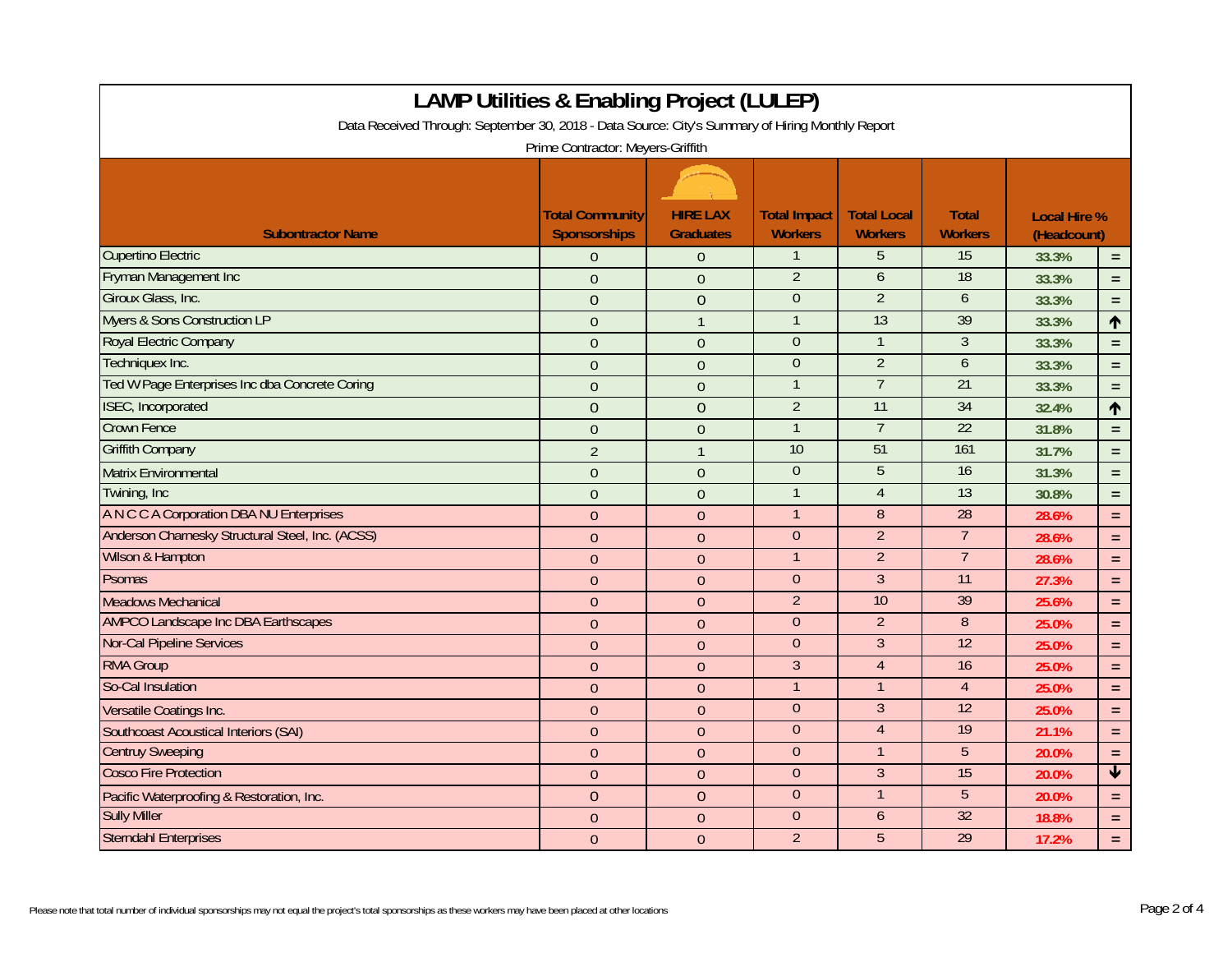# LAMP Utilities & Enabling Project (LULEP)

Data Received Through: September 30, 2018 - Data Source: City's Summary of Hiring Monthly Report

Prime Contractor: Meyers-Griffith

| Subontractor Name | Total Community Sponsorships | HIRE LAX Graduates | Total Impact Workers | Total Local Workers | Total Workers | Local Hire % (Headcount) | |
|---|---|---|---|---|---|---|---|
| Cupertino Electric | 0 | 0 | 1 | 5 | 15 | 33.3% | = |
| Fryman Management Inc | 0 | 0 | 2 | 6 | 18 | 33.3% | = |
| Giroux Glass, Inc. | 0 | 0 | 0 | 2 | 6 | 33.3% | = |
| Myers & Sons Construction LP | 0 | 1 | 1 | 13 | 39 | 33.3% | ↑ |
| Royal Electric Company | 0 | 0 | 0 | 1 | 3 | 33.3% | = |
| Techniquex Inc. | 0 | 0 | 0 | 2 | 6 | 33.3% | = |
| Ted W Page Enterprises Inc dba Concrete Coring | 0 | 0 | 1 | 7 | 21 | 33.3% | = |
| ISEC, Incorporated | 0 | 0 | 2 | 11 | 34 | 32.4% | ↑ |
| Crown Fence | 0 | 0 | 1 | 7 | 22 | 31.8% | = |
| Griffith Company | 2 | 1 | 10 | 51 | 161 | 31.7% | = |
| Matrix Environmental | 0 | 0 | 0 | 5 | 16 | 31.3% | = |
| Twining, Inc | 0 | 0 | 1 | 4 | 13 | 30.8% | = |
| A N C C A Corporation DBA NU Enterprises | 0 | 0 | 1 | 8 | 28 | 28.6% | = |
| Anderson Charnesky Structural Steel, Inc. (ACSS) | 0 | 0 | 0 | 2 | 7 | 28.6% | = |
| Wilson & Hampton | 0 | 0 | 1 | 2 | 7 | 28.6% | = |
| Psomas | 0 | 0 | 0 | 3 | 11 | 27.3% | = |
| Meadows Mechanical | 0 | 0 | 2 | 10 | 39 | 25.6% | = |
| AMPCO Landscape Inc DBA Earthscapes | 0 | 0 | 0 | 2 | 8 | 25.0% | = |
| Nor-Cal Pipeline Services | 0 | 0 | 0 | 3 | 12 | 25.0% | = |
| RMA Group | 0 | 0 | 3 | 4 | 16 | 25.0% | = |
| So-Cal Insulation | 0 | 0 | 1 | 1 | 4 | 25.0% | = |
| Versatile Coatings Inc. | 0 | 0 | 0 | 3 | 12 | 25.0% | = |
| Southcoast Acoustical Interiors (SAI) | 0 | 0 | 0 | 4 | 19 | 21.1% | = |
| Centruy Sweeping | 0 | 0 | 0 | 1 | 5 | 20.0% | = |
| Cosco Fire Protection | 0 | 0 | 0 | 3 | 15 | 20.0% | ↓ |
| Pacific Waterproofing & Restoration, Inc. | 0 | 0 | 0 | 1 | 5 | 20.0% | = |
| Sully Miller | 0 | 0 | 0 | 6 | 32 | 18.8% | = |
| Sterndahl Enterprises | 0 | 0 | 2 | 5 | 29 | 17.2% | = |

Please note that total number of individual sponsorships may not equal the project's total sponsorships as these workers may have been placed at other locations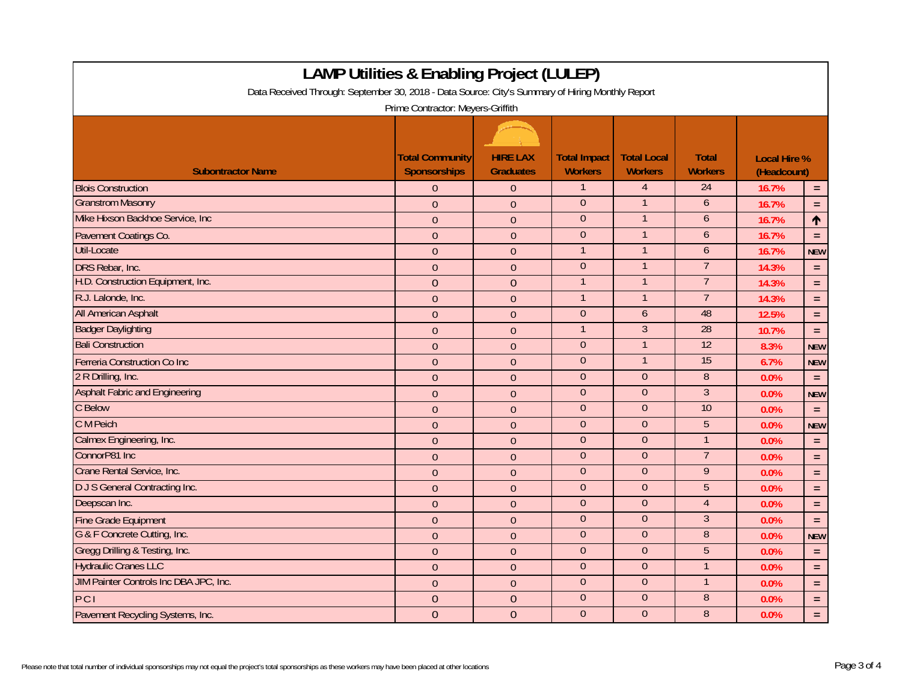# LAMP Utilities & Enabling Project (LULEP)

Data Received Through: September 30, 2018 - Data Source: City's Summary of Hiring Monthly Report

Prime Contractor: Meyers-Griffith

| Subontractor Name | Total Community Sponsorships | HIRE LAX Graduates | Total Impact Workers | Total Local Workers | Total Workers | Local Hire % (Headcount) | |
|---|---|---|---|---|---|---|---|
| Blois Construction | 0 | 0 | 1 | 4 | 24 | 16.7% | = |
| Granstrom Masonry | 0 | 0 | 0 | 1 | 6 | 16.7% | = |
| Mike Hixson Backhoe Service, Inc | 0 | 0 | 0 | 1 | 6 | 16.7% | ↑ |
| Pavement Coatings Co. | 0 | 0 | 0 | 1 | 6 | 16.7% | = |
| Util-Locate | 0 | 0 | 1 | 1 | 6 | 16.7% | NEW |
| DRS Rebar, Inc. | 0 | 0 | 0 | 1 | 7 | 14.3% | = |
| H.D. Construction Equipment, Inc. | 0 | 0 | 1 | 1 | 7 | 14.3% | = |
| R.J. Lalonde, Inc. | 0 | 0 | 1 | 1 | 7 | 14.3% | = |
| All American Asphalt | 0 | 0 | 0 | 6 | 48 | 12.5% | = |
| Badger Daylighting | 0 | 0 | 1 | 3 | 28 | 10.7% | = |
| Bali Construction | 0 | 0 | 0 | 1 | 12 | 8.3% | NEW |
| Ferreria Construction Co Inc | 0 | 0 | 0 | 1 | 15 | 6.7% | NEW |
| 2 R Drilling, Inc. | 0 | 0 | 0 | 0 | 8 | 0.0% | = |
| Asphalt Fabric and Engineering | 0 | 0 | 0 | 0 | 3 | 0.0% | NEW |
| C Below | 0 | 0 | 0 | 0 | 10 | 0.0% | = |
| C M Peich | 0 | 0 | 0 | 0 | 5 | 0.0% | NEW |
| Calmex Engineering, Inc. | 0 | 0 | 0 | 0 | 1 | 0.0% | = |
| ConnorP81 Inc | 0 | 0 | 0 | 0 | 7 | 0.0% | = |
| Crane Rental Service, Inc. | 0 | 0 | 0 | 0 | 9 | 0.0% | = |
| D J S General Contracting Inc. | 0 | 0 | 0 | 0 | 5 | 0.0% | = |
| Deepscan Inc. | 0 | 0 | 0 | 0 | 4 | 0.0% | = |
| Fine Grade Equipment | 0 | 0 | 0 | 0 | 3 | 0.0% | = |
| G & F Concrete Cutting, Inc. | 0 | 0 | 0 | 0 | 8 | 0.0% | NEW |
| Gregg Drilling & Testing, Inc. | 0 | 0 | 0 | 0 | 5 | 0.0% | = |
| Hydraulic Cranes LLC | 0 | 0 | 0 | 0 | 1 | 0.0% | = |
| JIM Painter Controls Inc DBA JPC, Inc. | 0 | 0 | 0 | 0 | 1 | 0.0% | = |
| P C I | 0 | 0 | 0 | 0 | 8 | 0.0% | = |
| Pavement Recycling Systems, Inc. | 0 | 0 | 0 | 0 | 8 | 0.0% | = |

Please note that total number of individual sponsorships may not equal the project's total sponsorships as these workers may have been placed at other locations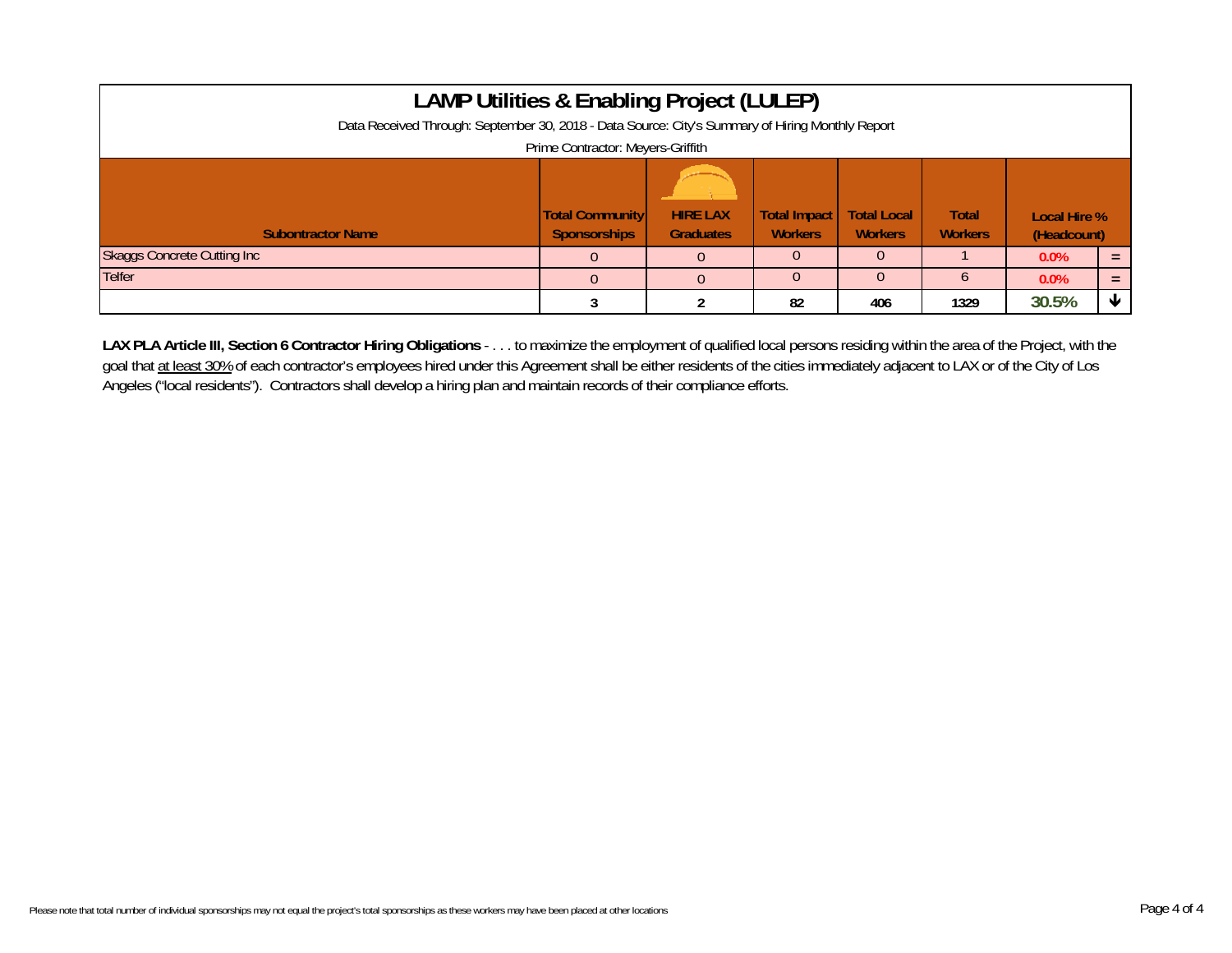# LAMP Utilities & Enabling Project (LULEP)

Data Received Through: September 30, 2018 - Data Source: City's Summary of Hiring Monthly Report

Prime Contractor: Meyers-Griffith

| Subontractor Name | Total Community Sponsorships | HIRE LAX Graduates | Total Impact Workers | Total Local Workers | Total Workers | Local Hire % (Headcount) | |
|---|---|---|---|---|---|---|---|
| Skaggs Concrete Cutting Inc | 0 | 0 | 0 | 0 | 1 | 0.0% | = |
| Telfer | 0 | 0 | 0 | 0 | 6 | 0.0% | = |
| | 3 | 2 | 82 | 406 | 1329 | 30.5% | ↓ |

**LAX PLA Article III, Section 6 Contractor Hiring Obligations** - . . . to maximize the employment of qualified local persons residing within the area of the Project, with the goal that at least 30% of each contractor's employees hired under this Agreement shall be either residents of the cities immediately adjacent to LAX or of the City of Los Angeles ("local residents"). Contractors shall develop a hiring plan and maintain records of their compliance efforts.

Please note that total number of individual sponsorships may not equal the project's total sponsorships as these workers may have been placed at other locations